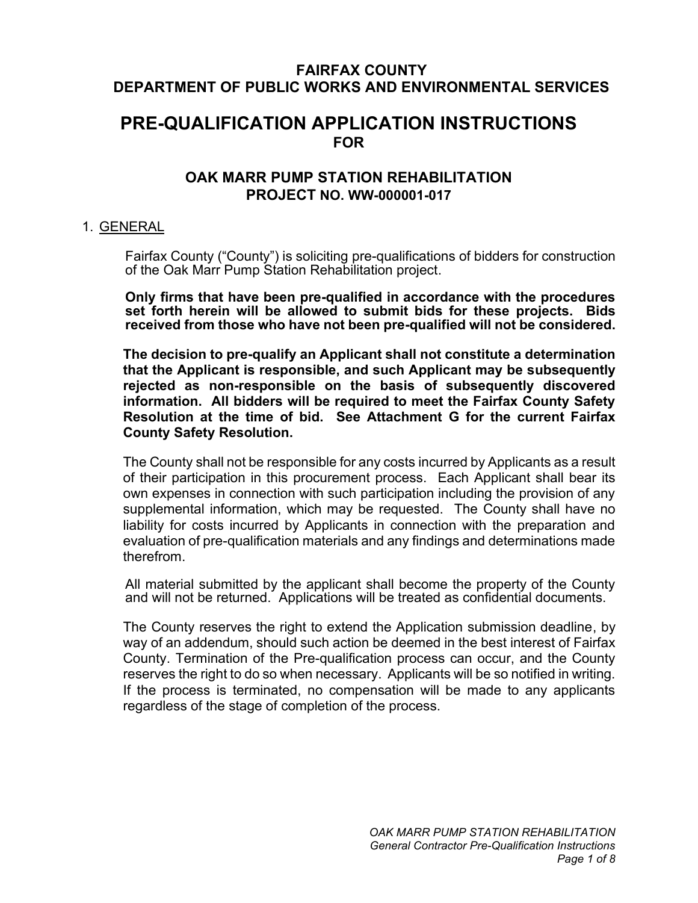# FAIRFAX COUNTY
# DEPARTMENT OF PUBLIC WORKS AND ENVIRONMENTAL SERVICES

# PRE-QUALIFICATION APPLICATION INSTRUCTIONS
## FOR

## OAK MARR PUMP STATION REHABILITATION
## PROJECT NO. WW-000001-017

1. GENERAL

Fairfax County ("County") is soliciting pre-qualifications of bidders for construction of the Oak Marr Pump Station Rehabilitation project.

**Only firms that have been pre-qualified in accordance with the procedures set forth herein will be allowed to submit bids for these projects. Bids received from those who have not been pre-qualified will not be considered.**

**The decision to pre-qualify an Applicant shall not constitute a determination that the Applicant is responsible, and such Applicant may be subsequently rejected as non-responsible on the basis of subsequently discovered information. All bidders will be required to meet the Fairfax County Safety Resolution at the time of bid. See Attachment G for the current Fairfax County Safety Resolution.**

The County shall not be responsible for any costs incurred by Applicants as a result of their participation in this procurement process. Each Applicant shall bear its own expenses in connection with such participation including the provision of any supplemental information, which may be requested. The County shall have no liability for costs incurred by Applicants in connection with the preparation and evaluation of pre-qualification materials and any findings and determinations made therefrom.

All material submitted by the applicant shall become the property of the County and will not be returned. Applications will be treated as confidential documents.

The County reserves the right to extend the Application submission deadline, by way of an addendum, should such action be deemed in the best interest of Fairfax County. Termination of the Pre-qualification process can occur, and the County reserves the right to do so when necessary. Applicants will be so notified in writing. If the process is terminated, no compensation will be made to any applicants regardless of the stage of completion of the process.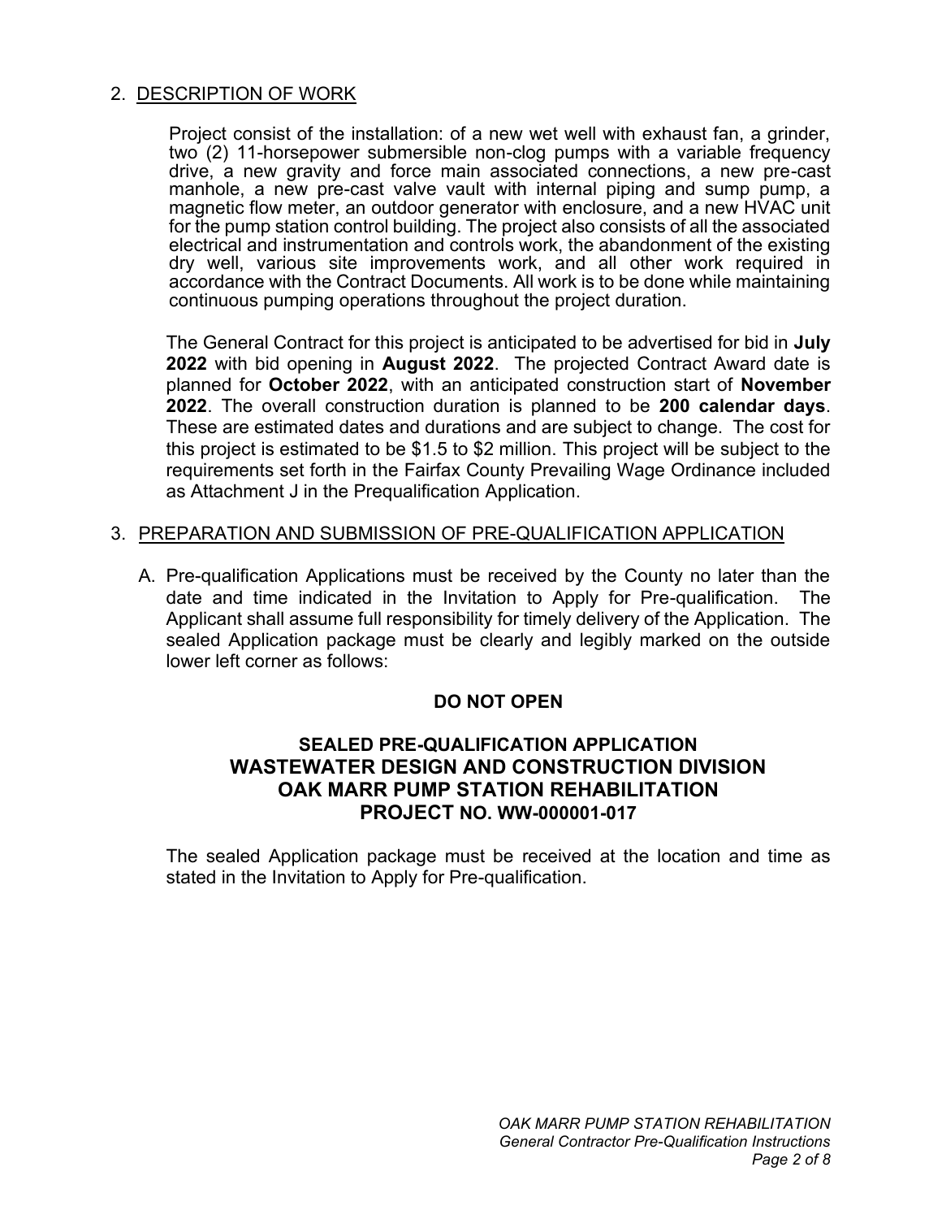## 2. DESCRIPTION OF WORK

Project consist of the installation: of a new wet well with exhaust fan, a grinder, two (2) 11-horsepower submersible non-clog pumps with a variable frequency drive, a new gravity and force main associated connections, a new pre-cast manhole, a new pre-cast valve vault with internal piping and sump pump, a magnetic flow meter, an outdoor generator with enclosure, and a new HVAC unit for the pump station control building. The project also consists of all the associated electrical and instrumentation and controls work, the abandonment of the existing dry well, various site improvements work, and all other work required in accordance with the Contract Documents. All work is to be done while maintaining continuous pumping operations throughout the project duration.

The General Contract for this project is anticipated to be advertised for bid in **July 2022** with bid opening in **August 2022**. The projected Contract Award date is planned for **October 2022**, with an anticipated construction start of **November 2022**. The overall construction duration is planned to be **200 calendar days**. These are estimated dates and durations and are subject to change. The cost for this project is estimated to be $1.5 to $2 million. This project will be subject to the requirements set forth in the Fairfax County Prevailing Wage Ordinance included as Attachment J in the Prequalification Application.

## 3. PREPARATION AND SUBMISSION OF PRE-QUALIFICATION APPLICATION

A. Pre-qualification Applications must be received by the County no later than the date and time indicated in the Invitation to Apply for Pre-qualification. The Applicant shall assume full responsibility for timely delivery of the Application. The sealed Application package must be clearly and legibly marked on the outside lower left corner as follows:

**DO NOT OPEN**

**SEALED PRE-QUALIFICATION APPLICATION**
**WASTEWATER DESIGN AND CONSTRUCTION DIVISION**
**OAK MARR PUMP STATION REHABILITATION**
**PROJECT NO. WW-000001-017**

The sealed Application package must be received at the location and time as stated in the Invitation to Apply for Pre-qualification.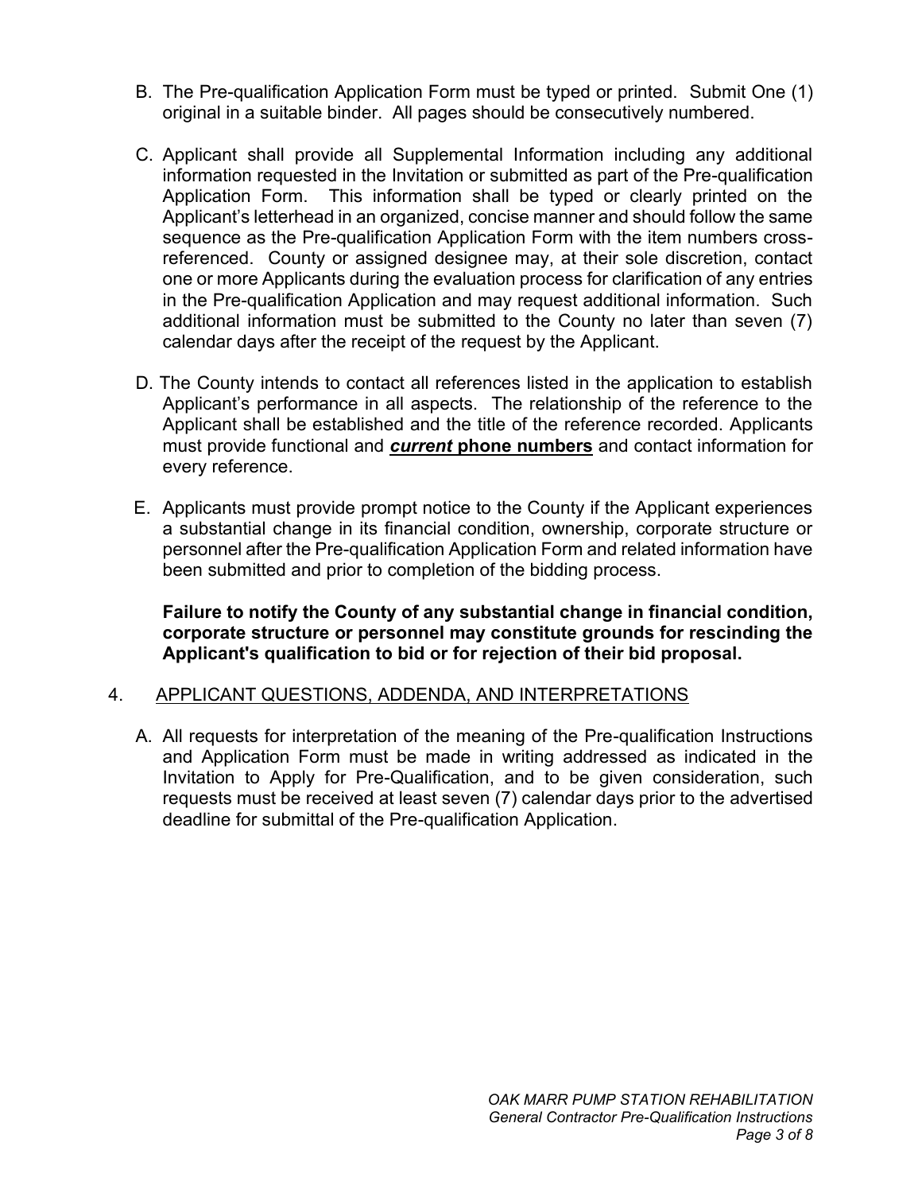B. The Pre-qualification Application Form must be typed or printed. Submit One (1) original in a suitable binder. All pages should be consecutively numbered.

C. Applicant shall provide all Supplemental Information including any additional information requested in the Invitation or submitted as part of the Pre-qualification Application Form. This information shall be typed or clearly printed on the Applicant's letterhead in an organized, concise manner and should follow the same sequence as the Pre-qualification Application Form with the item numbers cross-referenced. County or assigned designee may, at their sole discretion, contact one or more Applicants during the evaluation process for clarification of any entries in the Pre-qualification Application and may request additional information. Such additional information must be submitted to the County no later than seven (7) calendar days after the receipt of the request by the Applicant.

D. The County intends to contact all references listed in the application to establish Applicant's performance in all aspects. The relationship of the reference to the Applicant shall be established and the title of the reference recorded. Applicants must provide functional and ***current* phone numbers** and contact information for every reference.

E. Applicants must provide prompt notice to the County if the Applicant experiences a substantial change in its financial condition, ownership, corporate structure or personnel after the Pre-qualification Application Form and related information have been submitted and prior to completion of the bidding process.

**Failure to notify the County of any substantial change in financial condition, corporate structure or personnel may constitute grounds for rescinding the Applicant's qualification to bid or for rejection of their bid proposal.**

## 4. APPLICANT QUESTIONS, ADDENDA, AND INTERPRETATIONS

A. All requests for interpretation of the meaning of the Pre-qualification Instructions and Application Form must be made in writing addressed as indicated in the Invitation to Apply for Pre-Qualification, and to be given consideration, such requests must be received at least seven (7) calendar days prior to the advertised deadline for submittal of the Pre-qualification Application.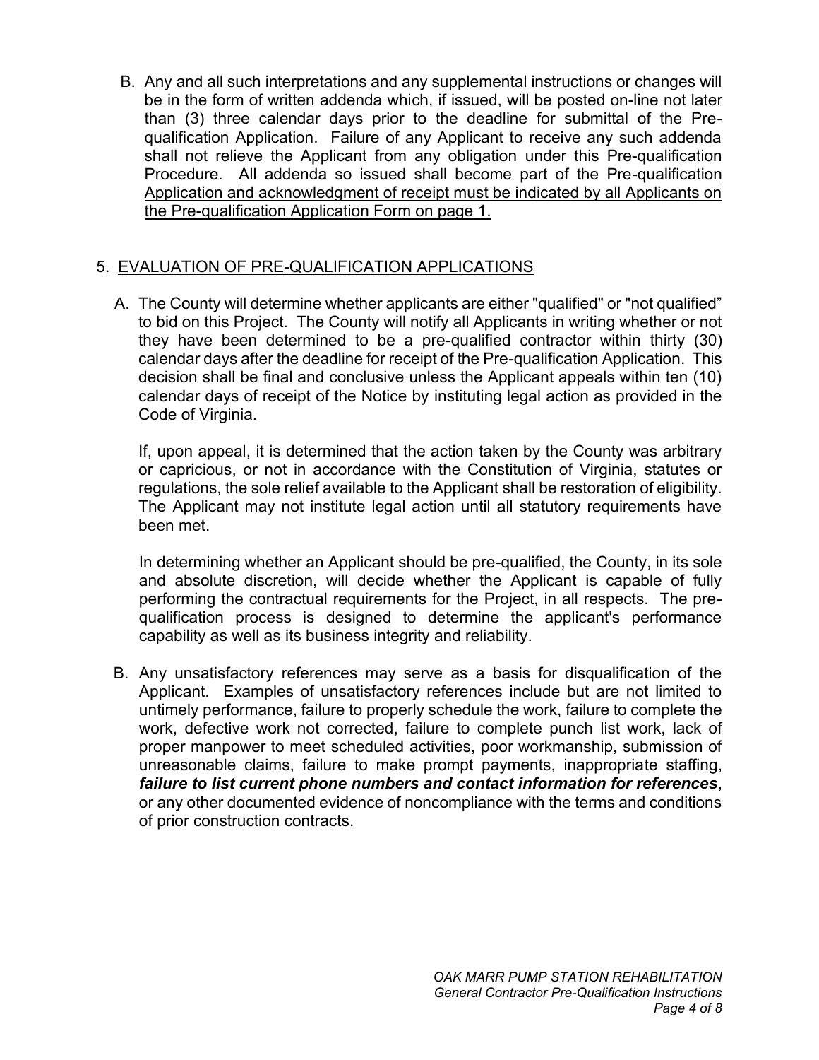B. Any and all such interpretations and any supplemental instructions or changes will be in the form of written addenda which, if issued, will be posted on-line not later than (3) three calendar days prior to the deadline for submittal of the Pre-qualification Application. Failure of any Applicant to receive any such addenda shall not relieve the Applicant from any obligation under this Pre-qualification Procedure. <u>All addenda so issued shall become part of the Pre-qualification Application and acknowledgment of receipt must be indicated by all Applicants on the Pre-qualification Application Form on page 1.</u>

## 5. <u>EVALUATION OF PRE-QUALIFICATION APPLICATIONS</u>

A. The County will determine whether applicants are either "qualified" or "not qualified" to bid on this Project. The County will notify all Applicants in writing whether or not they have been determined to be a pre-qualified contractor within thirty (30) calendar days after the deadline for receipt of the Pre-qualification Application. This decision shall be final and conclusive unless the Applicant appeals within ten (10) calendar days of receipt of the Notice by instituting legal action as provided in the Code of Virginia.

If, upon appeal, it is determined that the action taken by the County was arbitrary or capricious, or not in accordance with the Constitution of Virginia, statutes or regulations, the sole relief available to the Applicant shall be restoration of eligibility. The Applicant may not institute legal action until all statutory requirements have been met.

In determining whether an Applicant should be pre-qualified, the County, in its sole and absolute discretion, will decide whether the Applicant is capable of fully performing the contractual requirements for the Project, in all respects. The pre-qualification process is designed to determine the applicant's performance capability as well as its business integrity and reliability.

B. Any unsatisfactory references may serve as a basis for disqualification of the Applicant. Examples of unsatisfactory references include but are not limited to untimely performance, failure to properly schedule the work, failure to complete the work, defective work not corrected, failure to complete punch list work, lack of proper manpower to meet scheduled activities, poor workmanship, submission of unreasonable claims, failure to make prompt payments, inappropriate staffing, ***failure to list current phone numbers and contact information for references***, or any other documented evidence of noncompliance with the terms and conditions of prior construction contracts.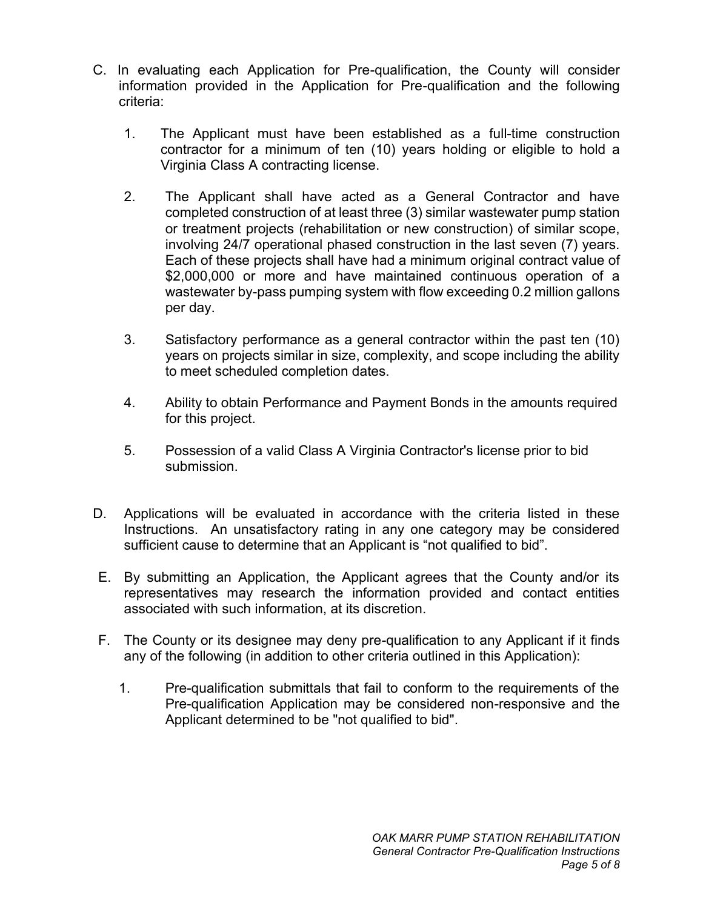C. In evaluating each Application for Pre-qualification, the County will consider information provided in the Application for Pre-qualification and the following criteria:

   1. The Applicant must have been established as a full-time construction contractor for a minimum of ten (10) years holding or eligible to hold a Virginia Class A contracting license.

   2. The Applicant shall have acted as a General Contractor and have completed construction of at least three (3) similar wastewater pump station or treatment projects (rehabilitation or new construction) of similar scope, involving 24/7 operational phased construction in the last seven (7) years. Each of these projects shall have had a minimum original contract value of $2,000,000 or more and have maintained continuous operation of a wastewater by-pass pumping system with flow exceeding 0.2 million gallons per day.

   3. Satisfactory performance as a general contractor within the past ten (10) years on projects similar in size, complexity, and scope including the ability to meet scheduled completion dates.

   4. Ability to obtain Performance and Payment Bonds in the amounts required for this project.

   5. Possession of a valid Class A Virginia Contractor's license prior to bid submission.

D. Applications will be evaluated in accordance with the criteria listed in these Instructions. An unsatisfactory rating in any one category may be considered sufficient cause to determine that an Applicant is "not qualified to bid".

E. By submitting an Application, the Applicant agrees that the County and/or its representatives may research the information provided and contact entities associated with such information, at its discretion.

F. The County or its designee may deny pre-qualification to any Applicant if it finds any of the following (in addition to other criteria outlined in this Application):

   1. Pre-qualification submittals that fail to conform to the requirements of the Pre-qualification Application may be considered non-responsive and the Applicant determined to be "not qualified to bid".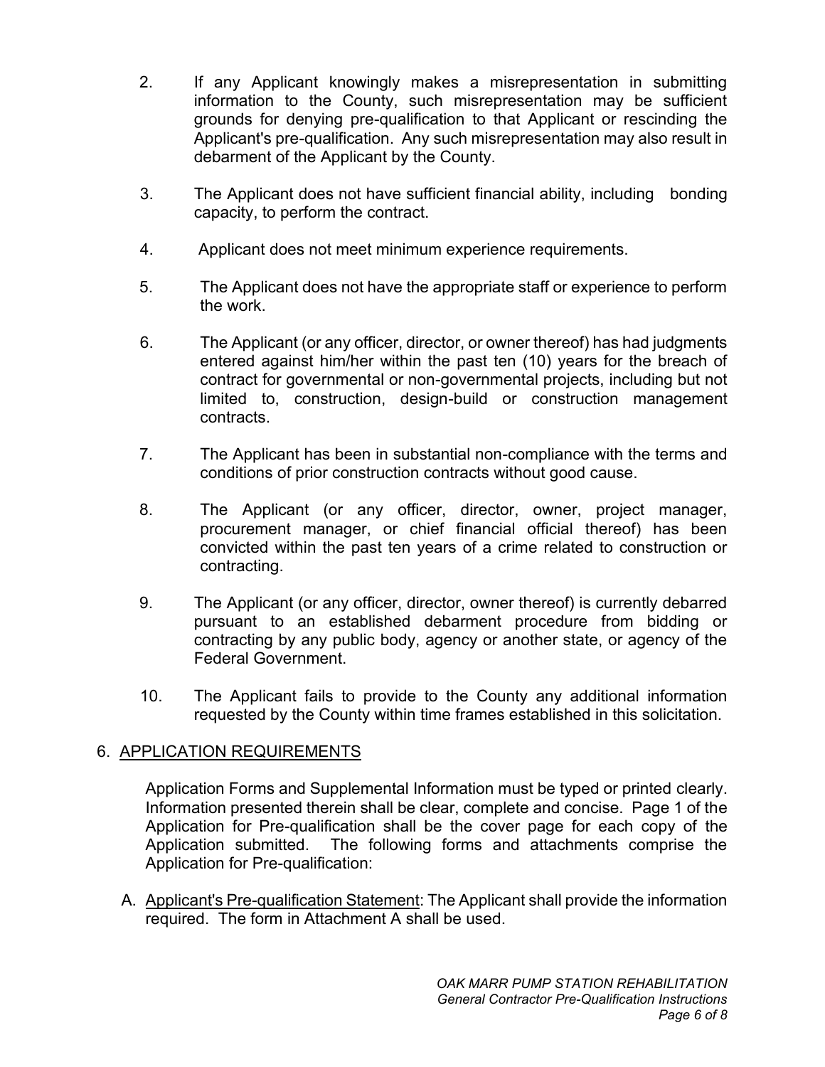2. If any Applicant knowingly makes a misrepresentation in submitting information to the County, such misrepresentation may be sufficient grounds for denying pre-qualification to that Applicant or rescinding the Applicant's pre-qualification. Any such misrepresentation may also result in debarment of the Applicant by the County.

3. The Applicant does not have sufficient financial ability, including bonding capacity, to perform the contract.

4. Applicant does not meet minimum experience requirements.

5. The Applicant does not have the appropriate staff or experience to perform the work.

6. The Applicant (or any officer, director, or owner thereof) has had judgments entered against him/her within the past ten (10) years for the breach of contract for governmental or non-governmental projects, including but not limited to, construction, design-build or construction management contracts.

7. The Applicant has been in substantial non-compliance with the terms and conditions of prior construction contracts without good cause.

8. The Applicant (or any officer, director, owner, project manager, procurement manager, or chief financial official thereof) has been convicted within the past ten years of a crime related to construction or contracting.

9. The Applicant (or any officer, director, owner thereof) is currently debarred pursuant to an established debarment procedure from bidding or contracting by any public body, agency or another state, or agency of the Federal Government.

10. The Applicant fails to provide to the County any additional information requested by the County within time frames established in this solicitation.

## 6. APPLICATION REQUIREMENTS

Application Forms and Supplemental Information must be typed or printed clearly. Information presented therein shall be clear, complete and concise. Page 1 of the Application for Pre-qualification shall be the cover page for each copy of the Application submitted. The following forms and attachments comprise the Application for Pre-qualification:

A. Applicant's Pre-qualification Statement: The Applicant shall provide the information required. The form in Attachment A shall be used.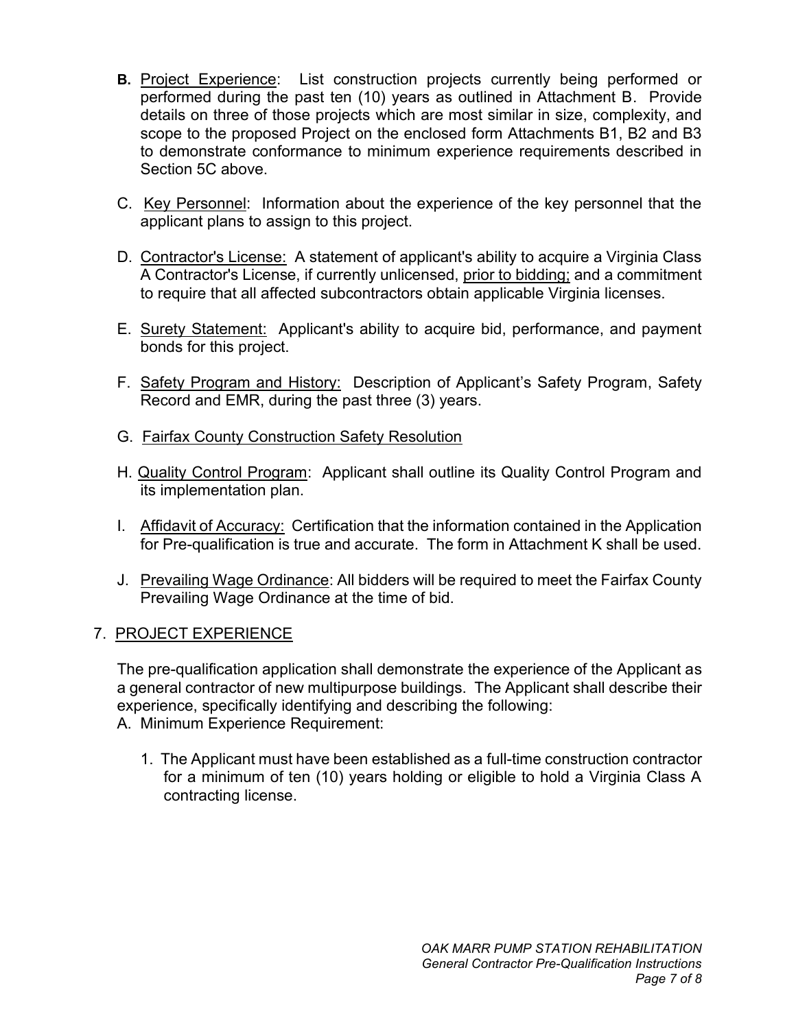**B.** Project Experience: List construction projects currently being performed or performed during the past ten (10) years as outlined in Attachment B. Provide details on three of those projects which are most similar in size, complexity, and scope to the proposed Project on the enclosed form Attachments B1, B2 and B3 to demonstrate conformance to minimum experience requirements described in Section 5C above.

C. Key Personnel: Information about the experience of the key personnel that the applicant plans to assign to this project.

D. Contractor's License: A statement of applicant's ability to acquire a Virginia Class A Contractor's License, if currently unlicensed, prior to bidding; and a commitment to require that all affected subcontractors obtain applicable Virginia licenses.

E. Surety Statement: Applicant's ability to acquire bid, performance, and payment bonds for this project.

F. Safety Program and History: Description of Applicant's Safety Program, Safety Record and EMR, during the past three (3) years.

G. Fairfax County Construction Safety Resolution

H. Quality Control Program: Applicant shall outline its Quality Control Program and its implementation plan.

I. Affidavit of Accuracy: Certification that the information contained in the Application for Pre-qualification is true and accurate. The form in Attachment K shall be used.

J. Prevailing Wage Ordinance: All bidders will be required to meet the Fairfax County Prevailing Wage Ordinance at the time of bid.

## 7. PROJECT EXPERIENCE

The pre-qualification application shall demonstrate the experience of the Applicant as a general contractor of new multipurpose buildings. The Applicant shall describe their experience, specifically identifying and describing the following:

A. Minimum Experience Requirement:

1. The Applicant must have been established as a full-time construction contractor for a minimum of ten (10) years holding or eligible to hold a Virginia Class A contracting license.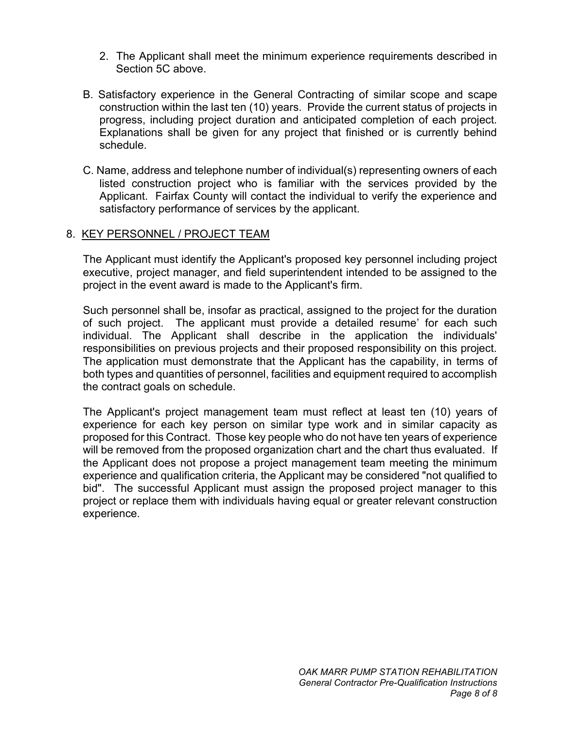2. The Applicant shall meet the minimum experience requirements described in Section 5C above.

B. Satisfactory experience in the General Contracting of similar scope and scape construction within the last ten (10) years. Provide the current status of projects in progress, including project duration and anticipated completion of each project. Explanations shall be given for any project that finished or is currently behind schedule.

C. Name, address and telephone number of individual(s) representing owners of each listed construction project who is familiar with the services provided by the Applicant. Fairfax County will contact the individual to verify the experience and satisfactory performance of services by the applicant.

## 8. KEY PERSONNEL / PROJECT TEAM

The Applicant must identify the Applicant's proposed key personnel including project executive, project manager, and field superintendent intended to be assigned to the project in the event award is made to the Applicant's firm.

Such personnel shall be, insofar as practical, assigned to the project for the duration of such project. The applicant must provide a detailed resume' for each such individual. The Applicant shall describe in the application the individuals' responsibilities on previous projects and their proposed responsibility on this project. The application must demonstrate that the Applicant has the capability, in terms of both types and quantities of personnel, facilities and equipment required to accomplish the contract goals on schedule.

The Applicant's project management team must reflect at least ten (10) years of experience for each key person on similar type work and in similar capacity as proposed for this Contract. Those key people who do not have ten years of experience will be removed from the proposed organization chart and the chart thus evaluated. If the Applicant does not propose a project management team meeting the minimum experience and qualification criteria, the Applicant may be considered "not qualified to bid". The successful Applicant must assign the proposed project manager to this project or replace them with individuals having equal or greater relevant construction experience.